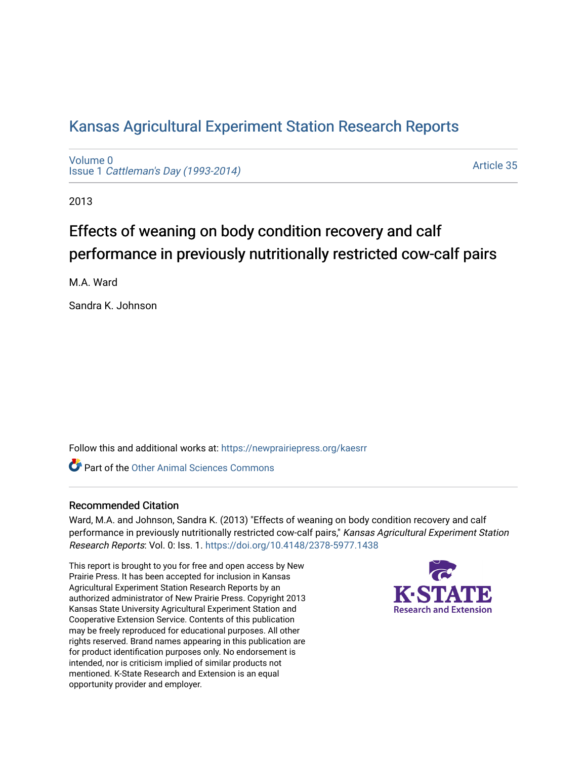# Kansas Agricultural Experiment Station Research Reports

Volume 0
Issue 1 *Cattleman's Day (1993-2014)*

Article 35

2013

## Effects of weaning on body condition recovery and calf performance in previously nutritionally restricted cow-calf pairs

M.A. Ward

Sandra K. Johnson

Follow this and additional works at: https://newprairiepress.org/kaesrr

Part of the Other Animal Sciences Commons

### Recommended Citation

Ward, M.A. and Johnson, Sandra K. (2013) "Effects of weaning on body condition recovery and calf performance in previously nutritionally restricted cow-calf pairs," *Kansas Agricultural Experiment Station Research Reports*: Vol. 0: Iss. 1. https://doi.org/10.4148/2378-5977.1438

This report is brought to you for free and open access by New Prairie Press. It has been accepted for inclusion in Kansas Agricultural Experiment Station Research Reports by an authorized administrator of New Prairie Press. Copyright 2013 Kansas State University Agricultural Experiment Station and Cooperative Extension Service. Contents of this publication may be freely reproduced for educational purposes. All other rights reserved. Brand names appearing in this publication are for product identification purposes only. No endorsement is intended, nor is criticism implied of similar products not mentioned. K-State Research and Extension is an equal opportunity provider and employer.

K-STATE Research and Extension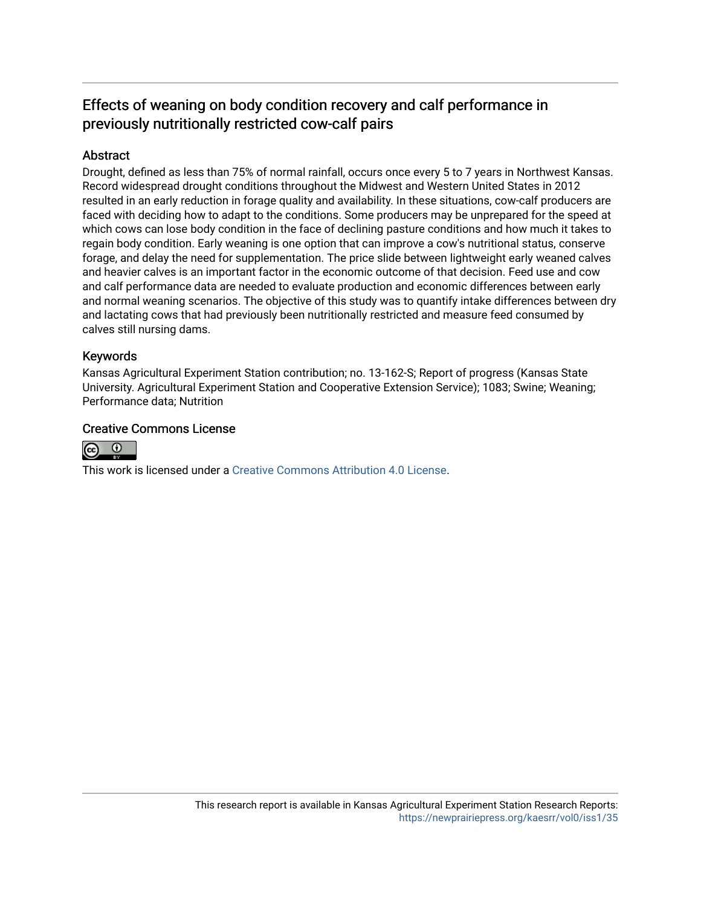## Effects of weaning on body condition recovery and calf performance in previously nutritionally restricted cow-calf pairs

### Abstract

Drought, defined as less than 75% of normal rainfall, occurs once every 5 to 7 years in Northwest Kansas. Record widespread drought conditions throughout the Midwest and Western United States in 2012 resulted in an early reduction in forage quality and availability. In these situations, cow-calf producers are faced with deciding how to adapt to the conditions. Some producers may be unprepared for the speed at which cows can lose body condition in the face of declining pasture conditions and how much it takes to regain body condition. Early weaning is one option that can improve a cow's nutritional status, conserve forage, and delay the need for supplementation. The price slide between lightweight early weaned calves and heavier calves is an important factor in the economic outcome of that decision. Feed use and cow and calf performance data are needed to evaluate production and economic differences between early and normal weaning scenarios. The objective of this study was to quantify intake differences between dry and lactating cows that had previously been nutritionally restricted and measure feed consumed by calves still nursing dams.

### Keywords

Kansas Agricultural Experiment Station contribution; no. 13-162-S; Report of progress (Kansas State University. Agricultural Experiment Station and Cooperative Extension Service); 1083; Swine; Weaning; Performance data; Nutrition

### Creative Commons License

This work is licensed under a Creative Commons Attribution 4.0 License.

This research report is available in Kansas Agricultural Experiment Station Research Reports: https://newprairiepress.org/kaesrr/vol0/iss1/35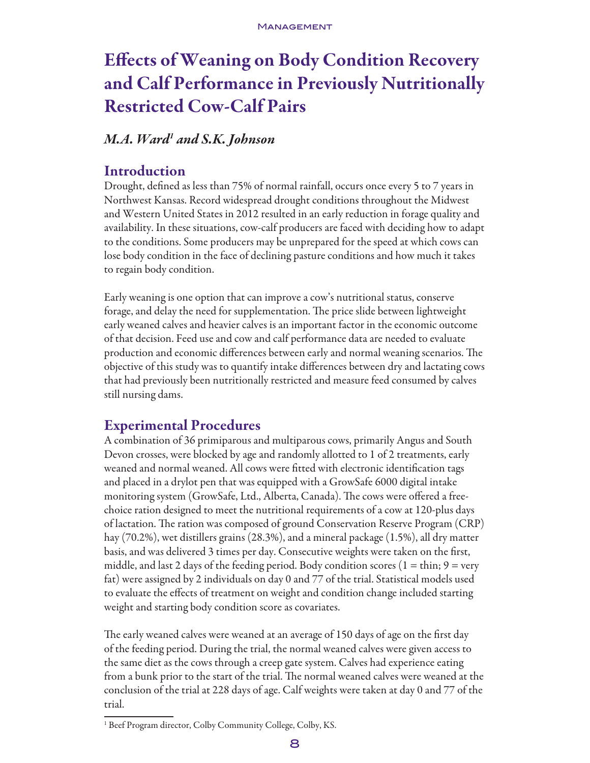# Effects of Weaning on Body Condition Recovery and Calf Performance in Previously Nutritionally Restricted Cow-Calf Pairs

*M.A. Ward[1] and S.K. Johnson*

## Introduction

Drought, defined as less than 75% of normal rainfall, occurs once every 5 to 7 years in Northwest Kansas. Record widespread drought conditions throughout the Midwest and Western United States in 2012 resulted in an early reduction in forage quality and availability. In these situations, cow-calf producers are faced with deciding how to adapt to the conditions. Some producers may be unprepared for the speed at which cows can lose body condition in the face of declining pasture conditions and how much it takes to regain body condition.

Early weaning is one option that can improve a cow's nutritional status, conserve forage, and delay the need for supplementation. The price slide between lightweight early weaned calves and heavier calves is an important factor in the economic outcome of that decision. Feed use and cow and calf performance data are needed to evaluate production and economic differences between early and normal weaning scenarios. The objective of this study was to quantify intake differences between dry and lactating cows that had previously been nutritionally restricted and measure feed consumed by calves still nursing dams.

## Experimental Procedures

A combination of 36 primiparous and multiparous cows, primarily Angus and South Devon crosses, were blocked by age and randomly allotted to 1 of 2 treatments, early weaned and normal weaned. All cows were fitted with electronic identification tags and placed in a drylot pen that was equipped with a GrowSafe 6000 digital intake monitoring system (GrowSafe, Ltd., Alberta, Canada). The cows were offered a free-choice ration designed to meet the nutritional requirements of a cow at 120-plus days of lactation. The ration was composed of ground Conservation Reserve Program (CRP) hay (70.2%), wet distillers grains (28.3%), and a mineral package (1.5%), all dry matter basis, and was delivered 3 times per day. Consecutive weights were taken on the first, middle, and last 2 days of the feeding period. Body condition scores (1 = thin; 9 = very fat) were assigned by 2 individuals on day 0 and 77 of the trial. Statistical models used to evaluate the effects of treatment on weight and condition change included starting weight and starting body condition score as covariates.

The early weaned calves were weaned at an average of 150 days of age on the first day of the feeding period. During the trial, the normal weaned calves were given access to the same diet as the cows through a creep gate system. Calves had experience eating from a bunk prior to the start of the trial. The normal weaned calves were weaned at the conclusion of the trial at 228 days of age. Calf weights were taken at day 0 and 77 of the trial.

[1] Beef Program director, Colby Community College, Colby, KS.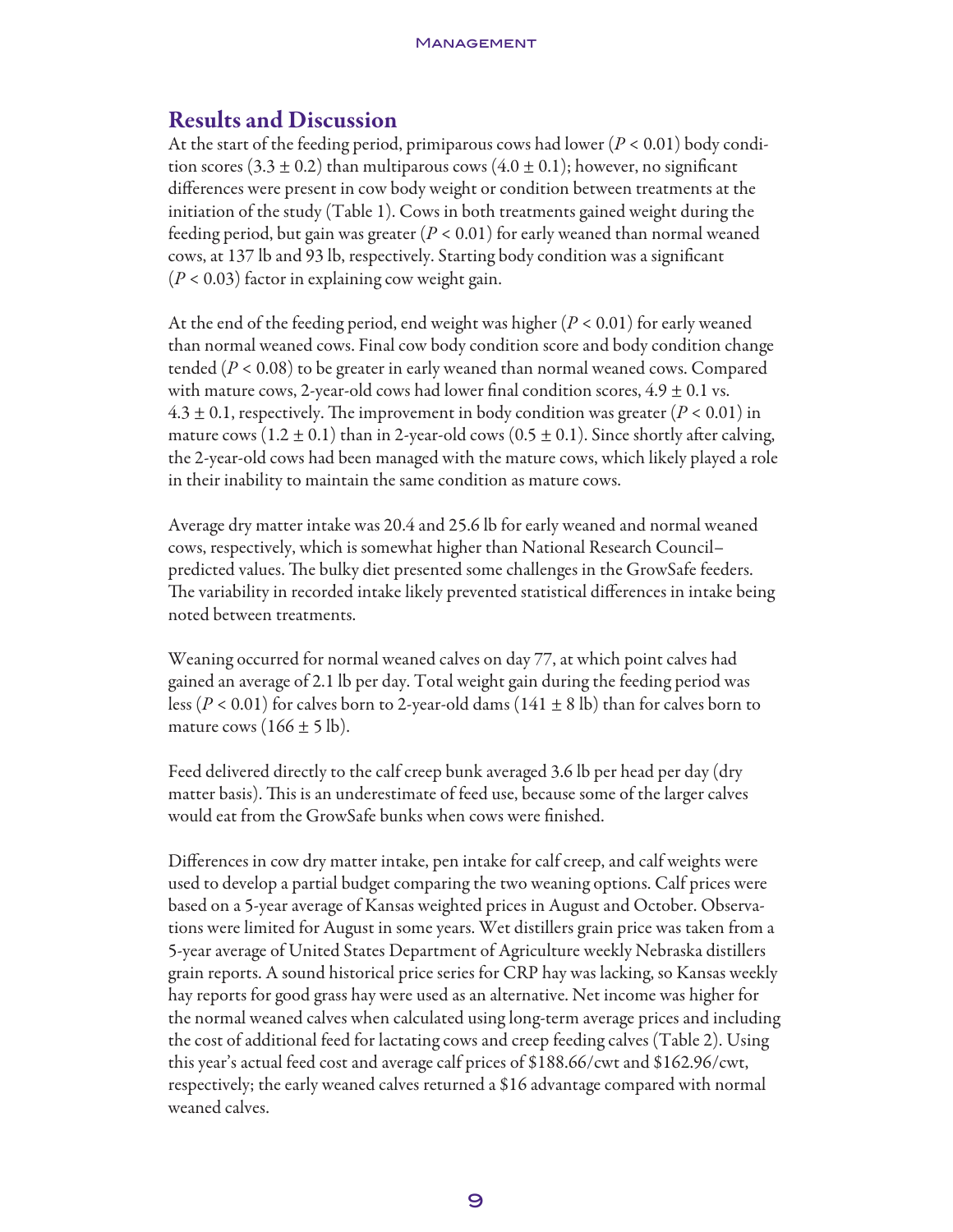## Results and Discussion

At the start of the feeding period, primiparous cows had lower ($P < 0.01$) body condition scores ($3.3 \pm 0.2$) than multiparous cows ($4.0 \pm 0.1$); however, no significant differences were present in cow body weight or condition between treatments at the initiation of the study (Table 1). Cows in both treatments gained weight during the feeding period, but gain was greater ($P < 0.01$) for early weaned than normal weaned cows, at 137 lb and 93 lb, respectively. Starting body condition was a significant ($P < 0.03$) factor in explaining cow weight gain.

At the end of the feeding period, end weight was higher ($P < 0.01$) for early weaned than normal weaned cows. Final cow body condition score and body condition change tended ($P < 0.08$) to be greater in early weaned than normal weaned cows. Compared with mature cows, 2-year-old cows had lower final condition scores, $4.9 \pm 0.1$ vs. $4.3 \pm 0.1$, respectively. The improvement in body condition was greater ($P < 0.01$) in mature cows ($1.2 \pm 0.1$) than in 2-year-old cows ($0.5 \pm 0.1$). Since shortly after calving, the 2-year-old cows had been managed with the mature cows, which likely played a role in their inability to maintain the same condition as mature cows.

Average dry matter intake was 20.4 and 25.6 lb for early weaned and normal weaned cows, respectively, which is somewhat higher than National Research Council–predicted values. The bulky diet presented some challenges in the GrowSafe feeders. The variability in recorded intake likely prevented statistical differences in intake being noted between treatments.

Weaning occurred for normal weaned calves on day 77, at which point calves had gained an average of 2.1 lb per day. Total weight gain during the feeding period was less ($P < 0.01$) for calves born to 2-year-old dams ($141 \pm 8$ lb) than for calves born to mature cows ($166 \pm 5$ lb).

Feed delivered directly to the calf creep bunk averaged 3.6 lb per head per day (dry matter basis). This is an underestimate of feed use, because some of the larger calves would eat from the GrowSafe bunks when cows were finished.

Differences in cow dry matter intake, pen intake for calf creep, and calf weights were used to develop a partial budget comparing the two weaning options. Calf prices were based on a 5-year average of Kansas weighted prices in August and October. Observations were limited for August in some years. Wet distillers grain price was taken from a 5-year average of United States Department of Agriculture weekly Nebraska distillers grain reports. A sound historical price series for CRP hay was lacking, so Kansas weekly hay reports for good grass hay were used as an alternative. Net income was higher for the normal weaned calves when calculated using long-term average prices and including the cost of additional feed for lactating cows and creep feeding calves (Table 2). Using this year's actual feed cost and average calf prices of \$188.66/cwt and \$162.96/cwt, respectively; the early weaned calves returned a \$16 advantage compared with normal weaned calves.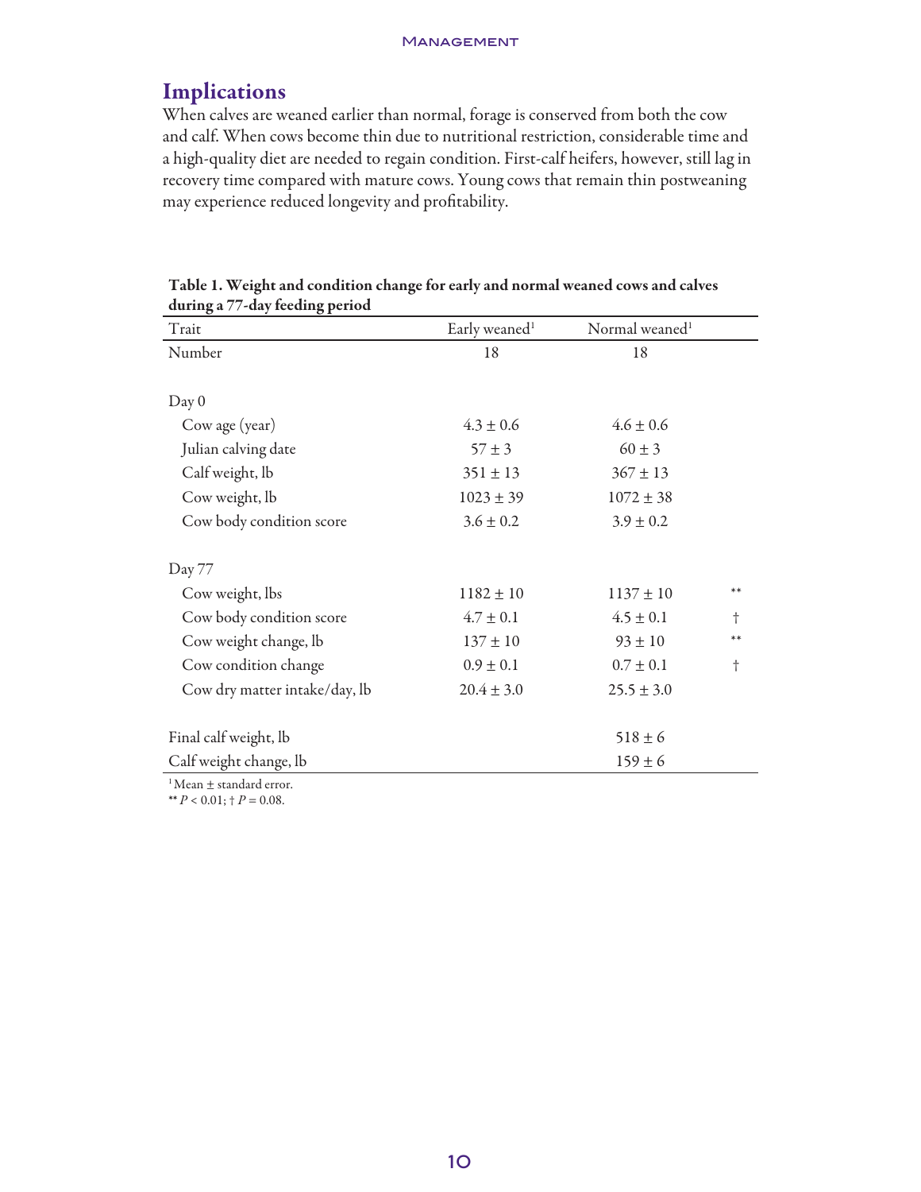## Implications

When calves are weaned earlier than normal, forage is conserved from both the cow and calf. When cows become thin due to nutritional restriction, considerable time and a high-quality diet are needed to regain condition. First-calf heifers, however, still lag in recovery time compared with mature cows. Young cows that remain thin postweaning may experience reduced longevity and profitability.

**Table 1. Weight and condition change for early and normal weaned cows and calves during a 77-day feeding period**

| Trait | Early weaned[1] | Normal weaned[1] | |
|---|---|---|---|
| Number | 18 | 18 | |
| Day 0 | | | |
| Cow age (year) | 4.3 ± 0.6 | 4.6 ± 0.6 | |
| Julian calving date | 57 ± 3 | 60 ± 3 | |
| Calf weight, lb | 351 ± 13 | 367 ± 13 | |
| Cow weight, lb | 1023 ± 39 | 1072 ± 38 | |
| Cow body condition score | 3.6 ± 0.2 | 3.9 ± 0.2 | |
| Day 77 | | | |
| Cow weight, lbs | 1182 ± 10 | 1137 ± 10 | ** |
| Cow body condition score | 4.7 ± 0.1 | 4.5 ± 0.1 | † |
| Cow weight change, lb | 137 ± 10 | 93 ± 10 | ** |
| Cow condition change | 0.9 ± 0.1 | 0.7 ± 0.1 | † |
| Cow dry matter intake/day, lb | 20.4 ± 3.0 | 25.5 ± 3.0 | |
| Final calf weight, lb | | 518 ± 6 | |
| Calf weight change, lb | | 159 ± 6 | |

[1] Mean ± standard error.

** $P < 0.01$; † $P = 0.08$.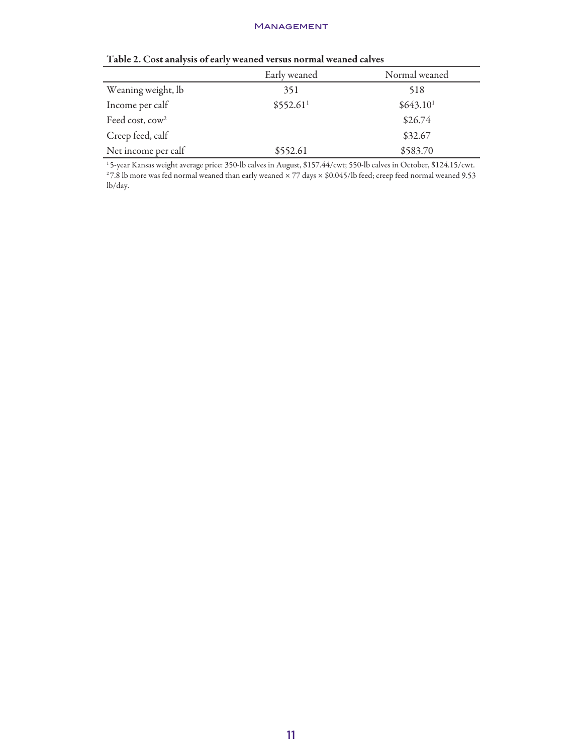**Table 2. Cost analysis of early weaned versus normal weaned calves**

| | Early weaned | Normal weaned |
|---|---|---|
| Weaning weight, lb | 351 | 518 |
| Income per calf | $552.61[1] | $643.10[1] |
| Feed cost, cow[2] | | $26.74 |
| Creep feed, calf | | $32.67 |
| Net income per calf | $552.61 | $583.70 |

[1] 5-year Kansas weight average price: 350-lb calves in August, $157.44/cwt; 550-lb calves in October, $124.15/cwt.
[2] 7.8 lb more was fed normal weaned than early weaned × 77 days × $0.045/lb feed; creep feed normal weaned 9.53 lb/day.